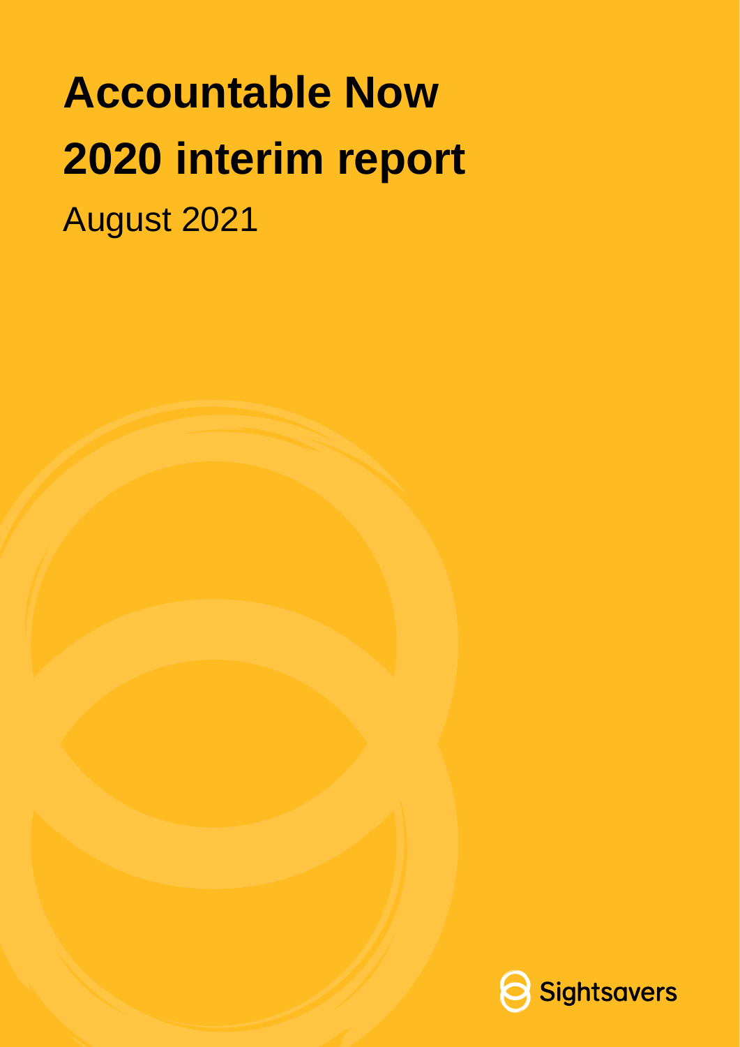# Accountable Now 2020 interim report

August 2021

Sightsavers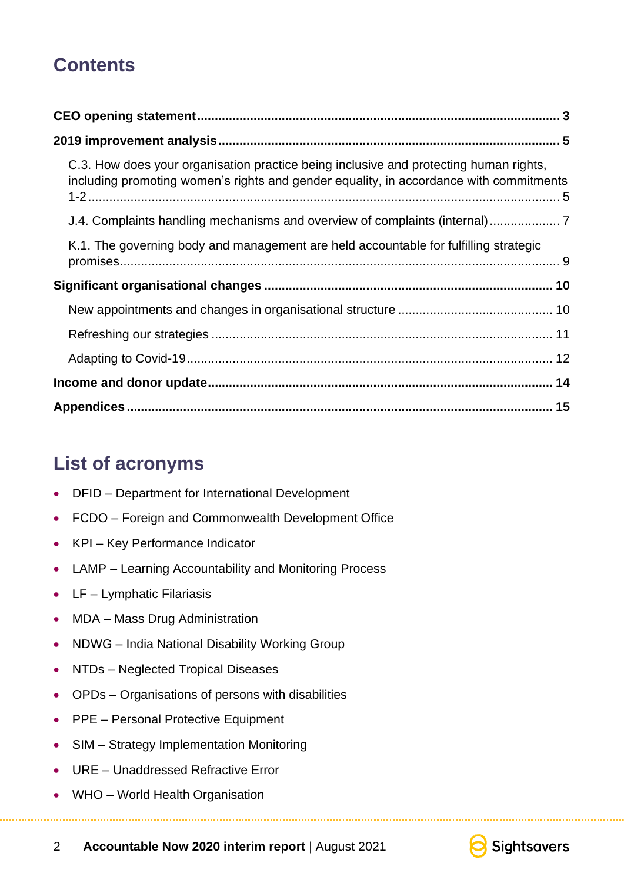## Contents

**CEO opening statement** ..... **3**

**2019 improvement analysis** ..... **5**

- C.3. How does your organisation practice being inclusive and protecting human rights, including promoting women's rights and gender equality, in accordance with commitments 1-2 ..... 5
- J.4. Complaints handling mechanisms and overview of complaints (internal) ..... 7
- K.1. The governing body and management are held accountable for fulfilling strategic promises ..... 9

**Significant organisational changes** ..... **10**

- New appointments and changes in organisational structure ..... 10
- Refreshing our strategies ..... 11
- Adapting to Covid-19 ..... 12

**Income and donor update** ..... **14**

**Appendices** ..... **15**

## List of acronyms

- DFID – Department for International Development
- FCDO – Foreign and Commonwealth Development Office
- KPI – Key Performance Indicator
- LAMP – Learning Accountability and Monitoring Process
- LF – Lymphatic Filariasis
- MDA – Mass Drug Administration
- NDWG – India National Disability Working Group
- NTDs – Neglected Tropical Diseases
- OPDs – Organisations of persons with disabilities
- PPE – Personal Protective Equipment
- SIM – Strategy Implementation Monitoring
- URE – Unaddressed Refractive Error
- WHO – World Health Organisation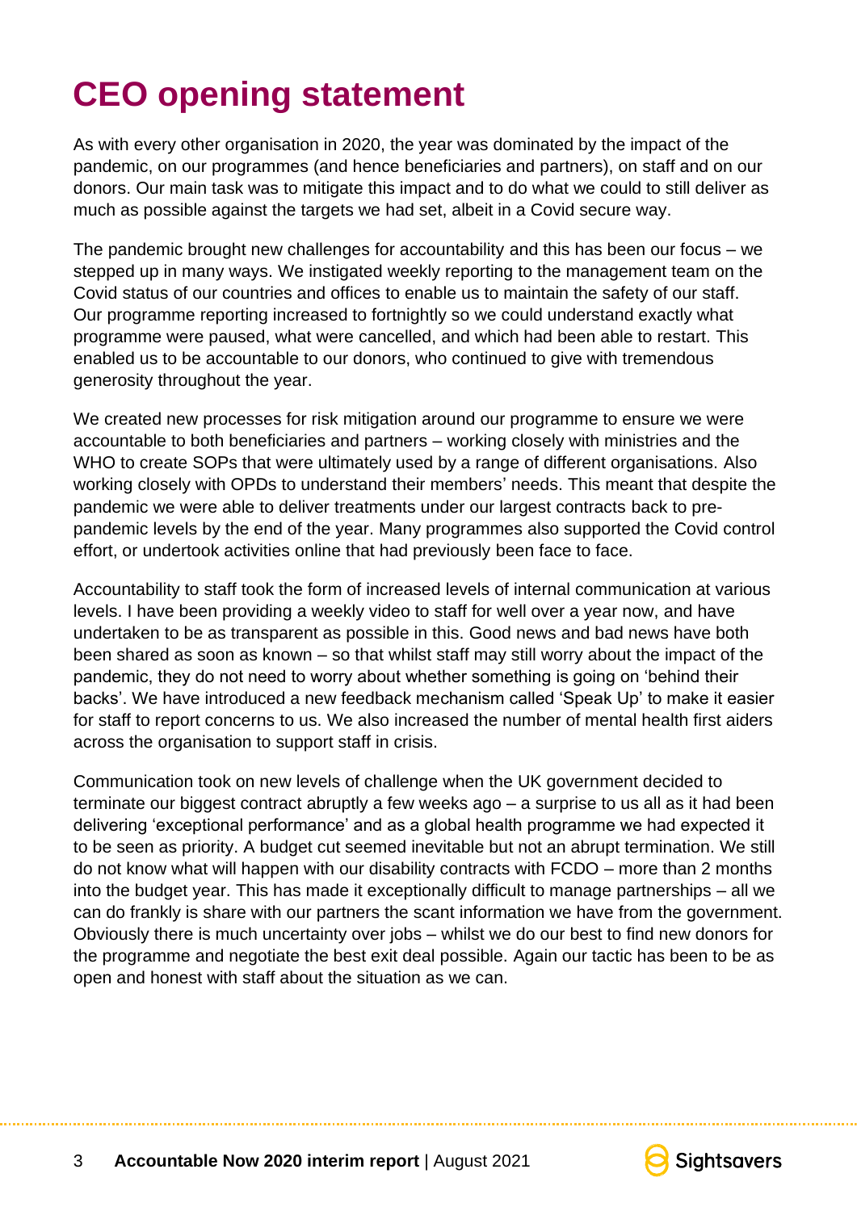# CEO opening statement

As with every other organisation in 2020, the year was dominated by the impact of the pandemic, on our programmes (and hence beneficiaries and partners), on staff and on our donors. Our main task was to mitigate this impact and to do what we could to still deliver as much as possible against the targets we had set, albeit in a Covid secure way.

The pandemic brought new challenges for accountability and this has been our focus – we stepped up in many ways. We instigated weekly reporting to the management team on the Covid status of our countries and offices to enable us to maintain the safety of our staff. Our programme reporting increased to fortnightly so we could understand exactly what programme were paused, what were cancelled, and which had been able to restart. This enabled us to be accountable to our donors, who continued to give with tremendous generosity throughout the year.

We created new processes for risk mitigation around our programme to ensure we were accountable to both beneficiaries and partners – working closely with ministries and the WHO to create SOPs that were ultimately used by a range of different organisations. Also working closely with OPDs to understand their members' needs. This meant that despite the pandemic we were able to deliver treatments under our largest contracts back to pre-pandemic levels by the end of the year. Many programmes also supported the Covid control effort, or undertook activities online that had previously been face to face.

Accountability to staff took the form of increased levels of internal communication at various levels. I have been providing a weekly video to staff for well over a year now, and have undertaken to be as transparent as possible in this. Good news and bad news have both been shared as soon as known – so that whilst staff may still worry about the impact of the pandemic, they do not need to worry about whether something is going on 'behind their backs'. We have introduced a new feedback mechanism called 'Speak Up' to make it easier for staff to report concerns to us. We also increased the number of mental health first aiders across the organisation to support staff in crisis.

Communication took on new levels of challenge when the UK government decided to terminate our biggest contract abruptly a few weeks ago – a surprise to us all as it had been delivering 'exceptional performance' and as a global health programme we had expected it to be seen as priority. A budget cut seemed inevitable but not an abrupt termination. We still do not know what will happen with our disability contracts with FCDO – more than 2 months into the budget year. This has made it exceptionally difficult to manage partnerships – all we can do frankly is share with our partners the scant information we have from the government. Obviously there is much uncertainty over jobs – whilst we do our best to find new donors for the programme and negotiate the best exit deal possible. Again our tactic has been to be as open and honest with staff about the situation as we can.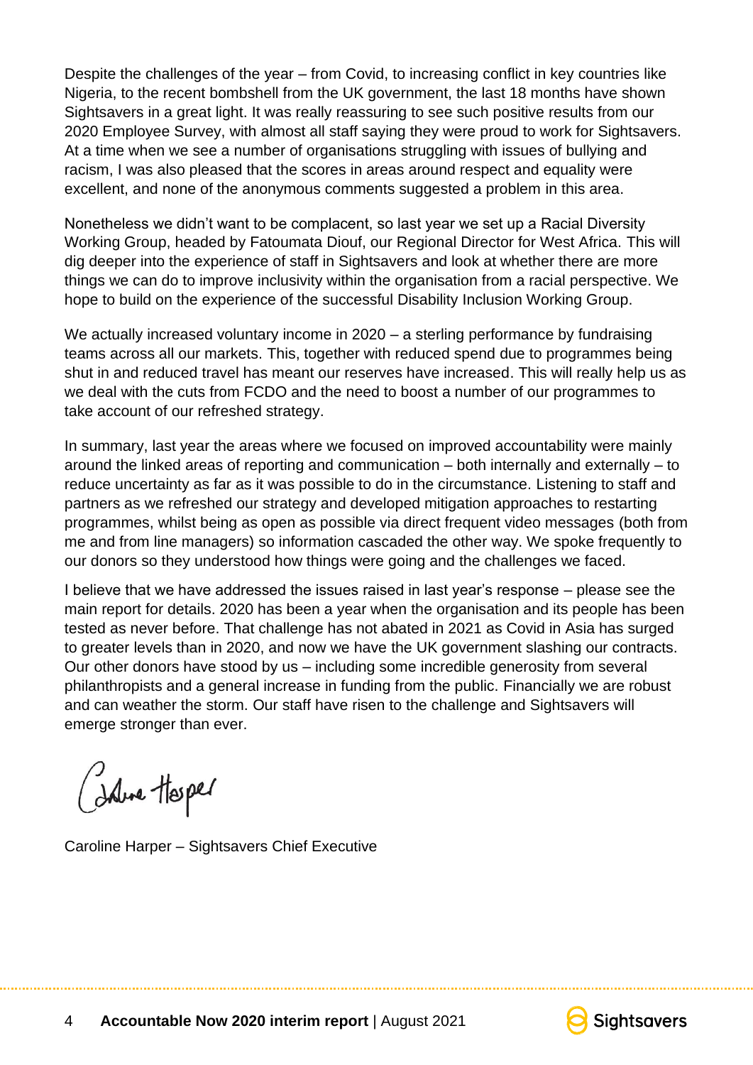Despite the challenges of the year – from Covid, to increasing conflict in key countries like Nigeria, to the recent bombshell from the UK government, the last 18 months have shown Sightsavers in a great light. It was really reassuring to see such positive results from our 2020 Employee Survey, with almost all staff saying they were proud to work for Sightsavers. At a time when we see a number of organisations struggling with issues of bullying and racism, I was also pleased that the scores in areas around respect and equality were excellent, and none of the anonymous comments suggested a problem in this area.

Nonetheless we didn't want to be complacent, so last year we set up a Racial Diversity Working Group, headed by Fatoumata Diouf, our Regional Director for West Africa. This will dig deeper into the experience of staff in Sightsavers and look at whether there are more things we can do to improve inclusivity within the organisation from a racial perspective. We hope to build on the experience of the successful Disability Inclusion Working Group.

We actually increased voluntary income in 2020 – a sterling performance by fundraising teams across all our markets. This, together with reduced spend due to programmes being shut in and reduced travel has meant our reserves have increased. This will really help us as we deal with the cuts from FCDO and the need to boost a number of our programmes to take account of our refreshed strategy.

In summary, last year the areas where we focused on improved accountability were mainly around the linked areas of reporting and communication – both internally and externally – to reduce uncertainty as far as it was possible to do in the circumstance. Listening to staff and partners as we refreshed our strategy and developed mitigation approaches to restarting programmes, whilst being as open as possible via direct frequent video messages (both from me and from line managers) so information cascaded the other way. We spoke frequently to our donors so they understood how things were going and the challenges we faced.

I believe that we have addressed the issues raised in last year's response – please see the main report for details. 2020 has been a year when the organisation and its people has been tested as never before. That challenge has not abated in 2021 as Covid in Asia has surged to greater levels than in 2020, and now we have the UK government slashing our contracts. Our other donors have stood by us – including some incredible generosity from several philanthropists and a general increase in funding from the public. Financially we are robust and can weather the storm. Our staff have risen to the challenge and Sightsavers will emerge stronger than ever.

Caroline Harper – Sightsavers Chief Executive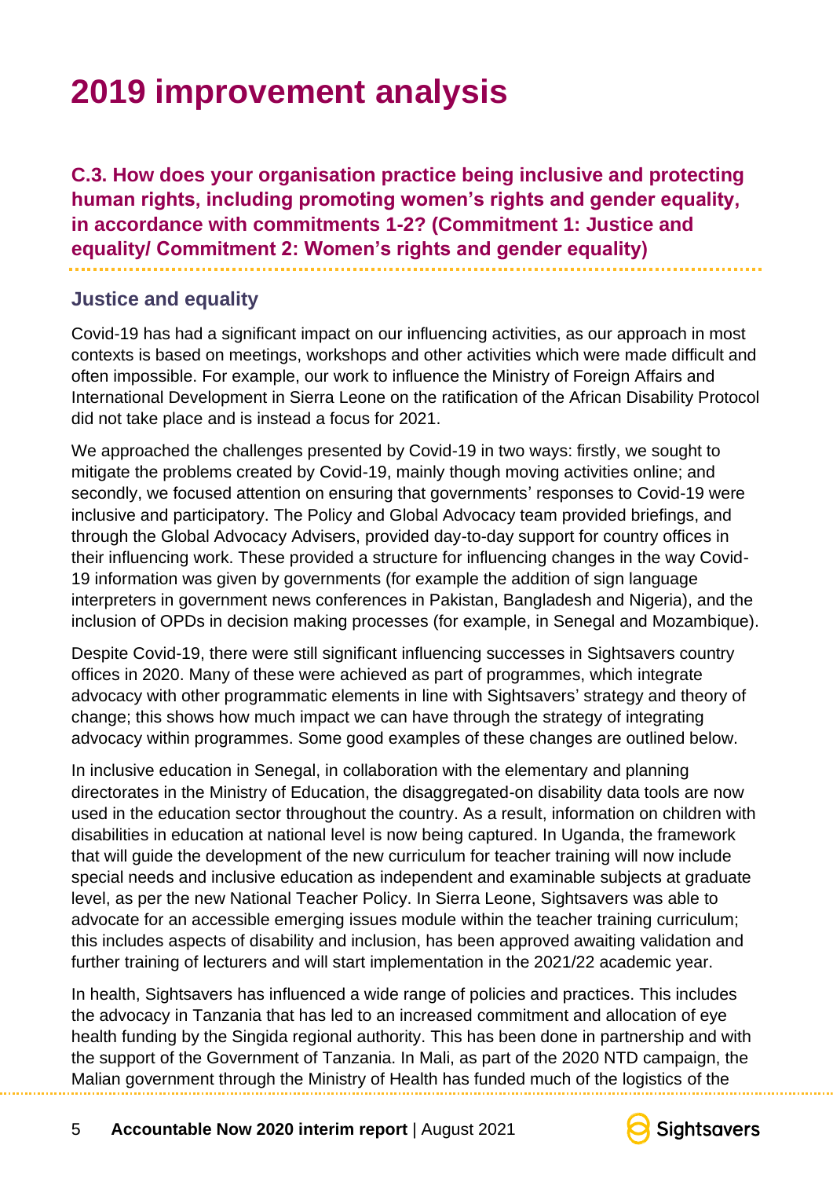# 2019 improvement analysis

## C.3. How does your organisation practice being inclusive and protecting human rights, including promoting women's rights and gender equality, in accordance with commitments 1-2? (Commitment 1: Justice and equality/ Commitment 2: Women's rights and gender equality)

### Justice and equality

Covid-19 has had a significant impact on our influencing activities, as our approach in most contexts is based on meetings, workshops and other activities which were made difficult and often impossible. For example, our work to influence the Ministry of Foreign Affairs and International Development in Sierra Leone on the ratification of the African Disability Protocol did not take place and is instead a focus for 2021.

We approached the challenges presented by Covid-19 in two ways: firstly, we sought to mitigate the problems created by Covid-19, mainly though moving activities online; and secondly, we focused attention on ensuring that governments' responses to Covid-19 were inclusive and participatory. The Policy and Global Advocacy team provided briefings, and through the Global Advocacy Advisers, provided day-to-day support for country offices in their influencing work. These provided a structure for influencing changes in the way Covid-19 information was given by governments (for example the addition of sign language interpreters in government news conferences in Pakistan, Bangladesh and Nigeria), and the inclusion of OPDs in decision making processes (for example, in Senegal and Mozambique).

Despite Covid-19, there were still significant influencing successes in Sightsavers country offices in 2020. Many of these were achieved as part of programmes, which integrate advocacy with other programmatic elements in line with Sightsavers' strategy and theory of change; this shows how much impact we can have through the strategy of integrating advocacy within programmes. Some good examples of these changes are outlined below.

In inclusive education in Senegal, in collaboration with the elementary and planning directorates in the Ministry of Education, the disaggregated-on disability data tools are now used in the education sector throughout the country. As a result, information on children with disabilities in education at national level is now being captured. In Uganda, the framework that will guide the development of the new curriculum for teacher training will now include special needs and inclusive education as independent and examinable subjects at graduate level, as per the new National Teacher Policy. In Sierra Leone, Sightsavers was able to advocate for an accessible emerging issues module within the teacher training curriculum; this includes aspects of disability and inclusion, has been approved awaiting validation and further training of lecturers and will start implementation in the 2021/22 academic year.

In health, Sightsavers has influenced a wide range of policies and practices. This includes the advocacy in Tanzania that has led to an increased commitment and allocation of eye health funding by the Singida regional authority. This has been done in partnership and with the support of the Government of Tanzania. In Mali, as part of the 2020 NTD campaign, the Malian government through the Ministry of Health has funded much of the logistics of the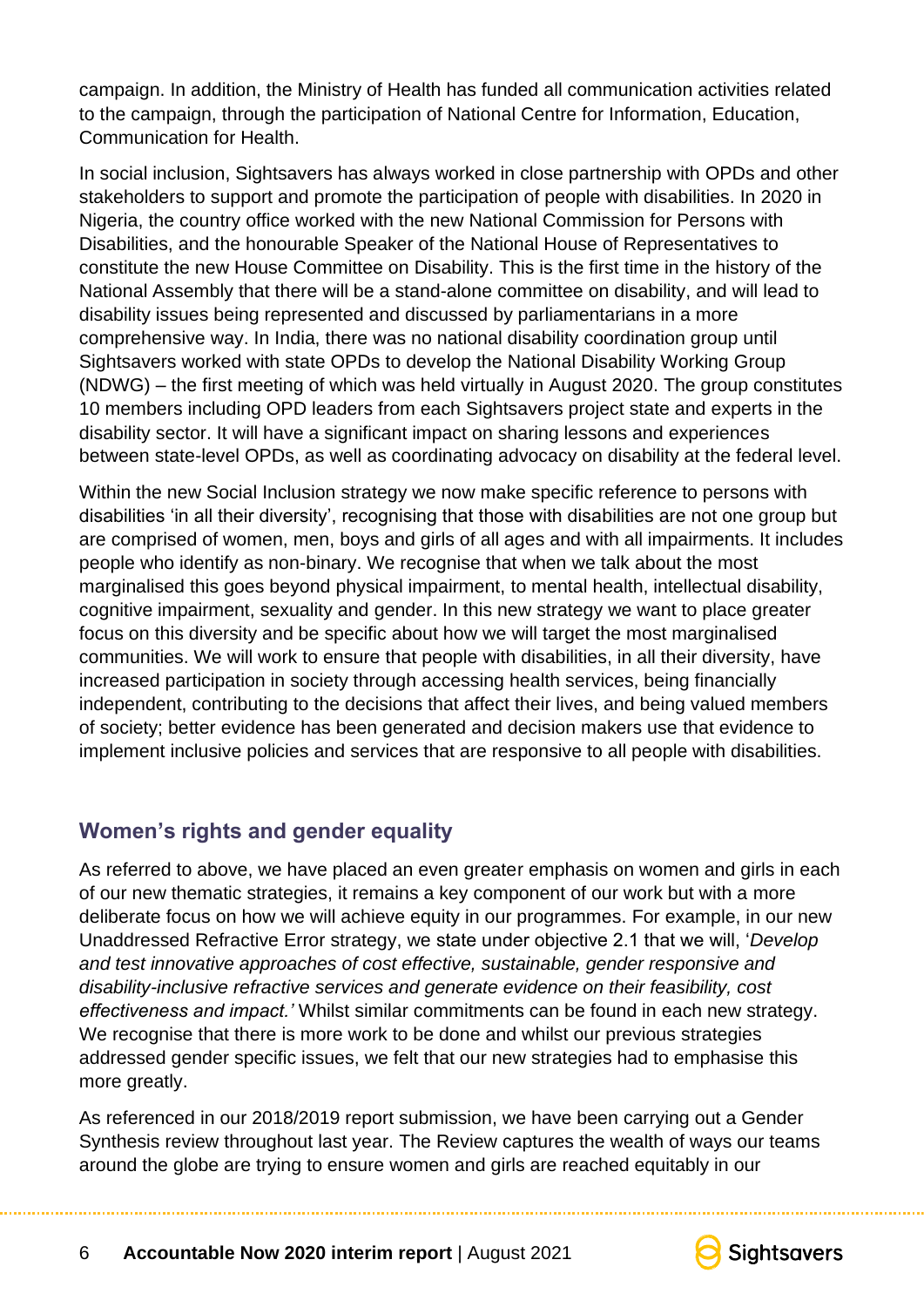campaign. In addition, the Ministry of Health has funded all communication activities related to the campaign, through the participation of National Centre for Information, Education, Communication for Health.

In social inclusion, Sightsavers has always worked in close partnership with OPDs and other stakeholders to support and promote the participation of people with disabilities. In 2020 in Nigeria, the country office worked with the new National Commission for Persons with Disabilities, and the honourable Speaker of the National House of Representatives to constitute the new House Committee on Disability. This is the first time in the history of the National Assembly that there will be a stand-alone committee on disability, and will lead to disability issues being represented and discussed by parliamentarians in a more comprehensive way. In India, there was no national disability coordination group until Sightsavers worked with state OPDs to develop the National Disability Working Group (NDWG) – the first meeting of which was held virtually in August 2020. The group constitutes 10 members including OPD leaders from each Sightsavers project state and experts in the disability sector. It will have a significant impact on sharing lessons and experiences between state-level OPDs, as well as coordinating advocacy on disability at the federal level.

Within the new Social Inclusion strategy we now make specific reference to persons with disabilities 'in all their diversity', recognising that those with disabilities are not one group but are comprised of women, men, boys and girls of all ages and with all impairments. It includes people who identify as non-binary. We recognise that when we talk about the most marginalised this goes beyond physical impairment, to mental health, intellectual disability, cognitive impairment, sexuality and gender. In this new strategy we want to place greater focus on this diversity and be specific about how we will target the most marginalised communities. We will work to ensure that people with disabilities, in all their diversity, have increased participation in society through accessing health services, being financially independent, contributing to the decisions that affect their lives, and being valued members of society; better evidence has been generated and decision makers use that evidence to implement inclusive policies and services that are responsive to all people with disabilities.

## Women's rights and gender equality

As referred to above, we have placed an even greater emphasis on women and girls in each of our new thematic strategies, it remains a key component of our work but with a more deliberate focus on how we will achieve equity in our programmes. For example, in our new Unaddressed Refractive Error strategy, we state under objective 2.1 that we will, '*Develop and test innovative approaches of cost effective, sustainable, gender responsive and disability-inclusive refractive services and generate evidence on their feasibility, cost effectiveness and impact.'* Whilst similar commitments can be found in each new strategy. We recognise that there is more work to be done and whilst our previous strategies addressed gender specific issues, we felt that our new strategies had to emphasise this more greatly.

As referenced in our 2018/2019 report submission, we have been carrying out a Gender Synthesis review throughout last year. The Review captures the wealth of ways our teams around the globe are trying to ensure women and girls are reached equitably in our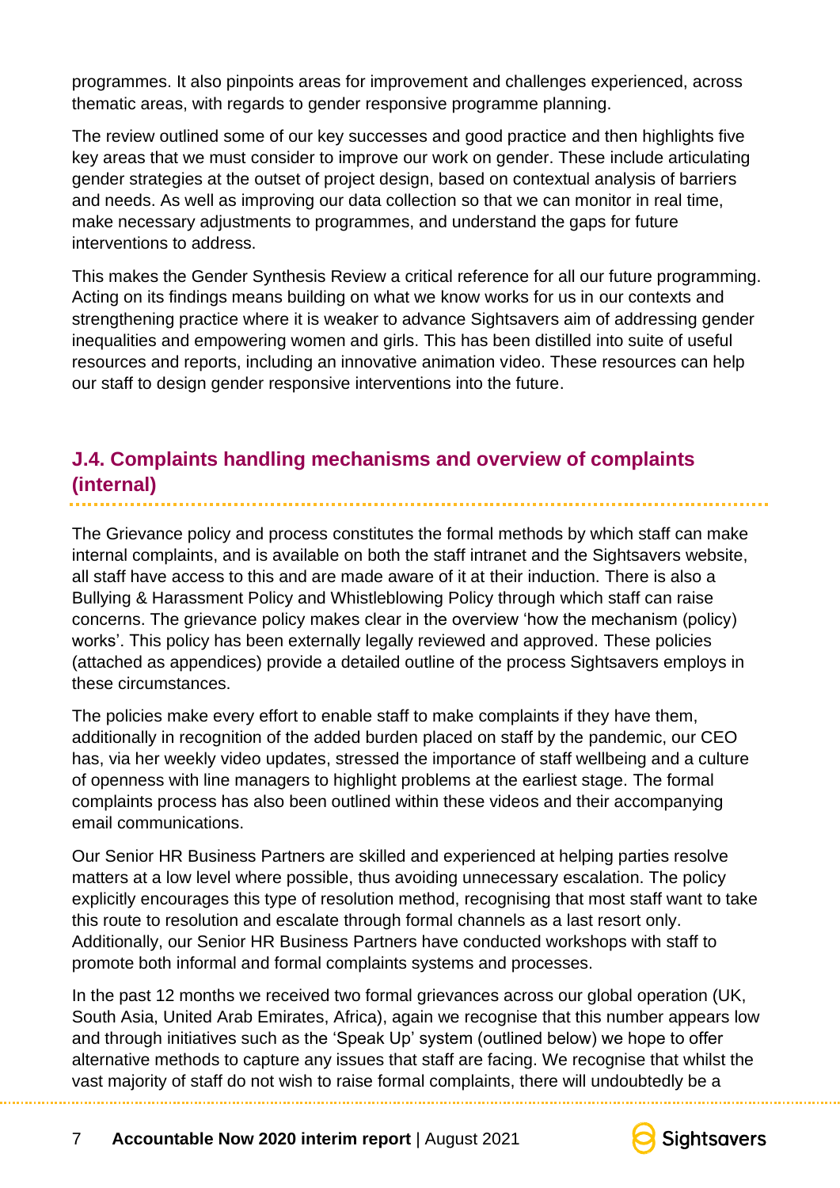programmes. It also pinpoints areas for improvement and challenges experienced, across thematic areas, with regards to gender responsive programme planning.

The review outlined some of our key successes and good practice and then highlights five key areas that we must consider to improve our work on gender. These include articulating gender strategies at the outset of project design, based on contextual analysis of barriers and needs. As well as improving our data collection so that we can monitor in real time, make necessary adjustments to programmes, and understand the gaps for future interventions to address.

This makes the Gender Synthesis Review a critical reference for all our future programming. Acting on its findings means building on what we know works for us in our contexts and strengthening practice where it is weaker to advance Sightsavers aim of addressing gender inequalities and empowering women and girls. This has been distilled into suite of useful resources and reports, including an innovative animation video. These resources can help our staff to design gender responsive interventions into the future.

## J.4. Complaints handling mechanisms and overview of complaints (internal)

The Grievance policy and process constitutes the formal methods by which staff can make internal complaints, and is available on both the staff intranet and the Sightsavers website, all staff have access to this and are made aware of it at their induction. There is also a Bullying & Harassment Policy and Whistleblowing Policy through which staff can raise concerns. The grievance policy makes clear in the overview 'how the mechanism (policy) works'. This policy has been externally legally reviewed and approved. These policies (attached as appendices) provide a detailed outline of the process Sightsavers employs in these circumstances.

The policies make every effort to enable staff to make complaints if they have them, additionally in recognition of the added burden placed on staff by the pandemic, our CEO has, via her weekly video updates, stressed the importance of staff wellbeing and a culture of openness with line managers to highlight problems at the earliest stage. The formal complaints process has also been outlined within these videos and their accompanying email communications.

Our Senior HR Business Partners are skilled and experienced at helping parties resolve matters at a low level where possible, thus avoiding unnecessary escalation. The policy explicitly encourages this type of resolution method, recognising that most staff want to take this route to resolution and escalate through formal channels as a last resort only. Additionally, our Senior HR Business Partners have conducted workshops with staff to promote both informal and formal complaints systems and processes.

In the past 12 months we received two formal grievances across our global operation (UK, South Asia, United Arab Emirates, Africa), again we recognise that this number appears low and through initiatives such as the 'Speak Up' system (outlined below) we hope to offer alternative methods to capture any issues that staff are facing. We recognise that whilst the vast majority of staff do not wish to raise formal complaints, there will undoubtedly be a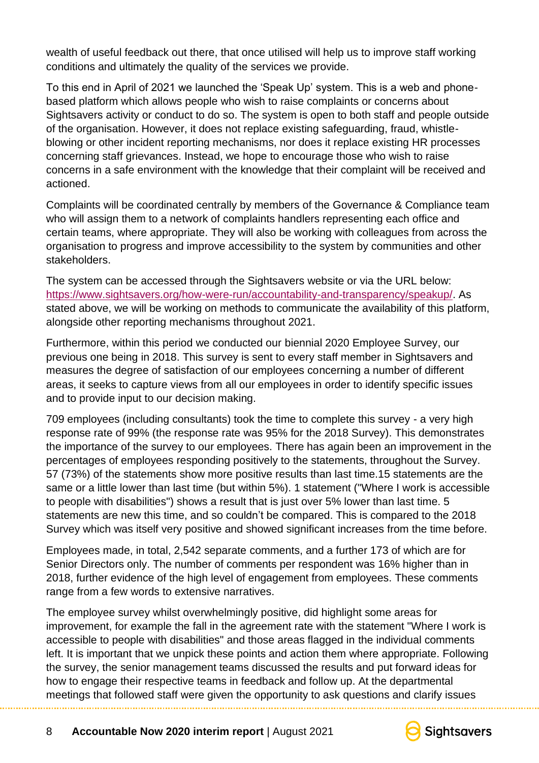wealth of useful feedback out there, that once utilised will help us to improve staff working conditions and ultimately the quality of the services we provide.

To this end in April of 2021 we launched the 'Speak Up' system. This is a web and phone-based platform which allows people who wish to raise complaints or concerns about Sightsavers activity or conduct to do so. The system is open to both staff and people outside of the organisation. However, it does not replace existing safeguarding, fraud, whistle-blowing or other incident reporting mechanisms, nor does it replace existing HR processes concerning staff grievances. Instead, we hope to encourage those who wish to raise concerns in a safe environment with the knowledge that their complaint will be received and actioned.

Complaints will be coordinated centrally by members of the Governance & Compliance team who will assign them to a network of complaints handlers representing each office and certain teams, where appropriate. They will also be working with colleagues from across the organisation to progress and improve accessibility to the system by communities and other stakeholders.

The system can be accessed through the Sightsavers website or via the URL below: https://www.sightsavers.org/how-were-run/accountability-and-transparency/speakup/. As stated above, we will be working on methods to communicate the availability of this platform, alongside other reporting mechanisms throughout 2021.

Furthermore, within this period we conducted our biennial 2020 Employee Survey, our previous one being in 2018. This survey is sent to every staff member in Sightsavers and measures the degree of satisfaction of our employees concerning a number of different areas, it seeks to capture views from all our employees in order to identify specific issues and to provide input to our decision making.

709 employees (including consultants) took the time to complete this survey - a very high response rate of 99% (the response rate was 95% for the 2018 Survey). This demonstrates the importance of the survey to our employees. There has again been an improvement in the percentages of employees responding positively to the statements, throughout the Survey. 57 (73%) of the statements show more positive results than last time.15 statements are the same or a little lower than last time (but within 5%). 1 statement ("Where I work is accessible to people with disabilities") shows a result that is just over 5% lower than last time. 5 statements are new this time, and so couldn't be compared. This is compared to the 2018 Survey which was itself very positive and showed significant increases from the time before.

Employees made, in total, 2,542 separate comments, and a further 173 of which are for Senior Directors only. The number of comments per respondent was 16% higher than in 2018, further evidence of the high level of engagement from employees. These comments range from a few words to extensive narratives.

The employee survey whilst overwhelmingly positive, did highlight some areas for improvement, for example the fall in the agreement rate with the statement "Where I work is accessible to people with disabilities" and those areas flagged in the individual comments left. It is important that we unpick these points and action them where appropriate. Following the survey, the senior management teams discussed the results and put forward ideas for how to engage their respective teams in feedback and follow up. At the departmental meetings that followed staff were given the opportunity to ask questions and clarify issues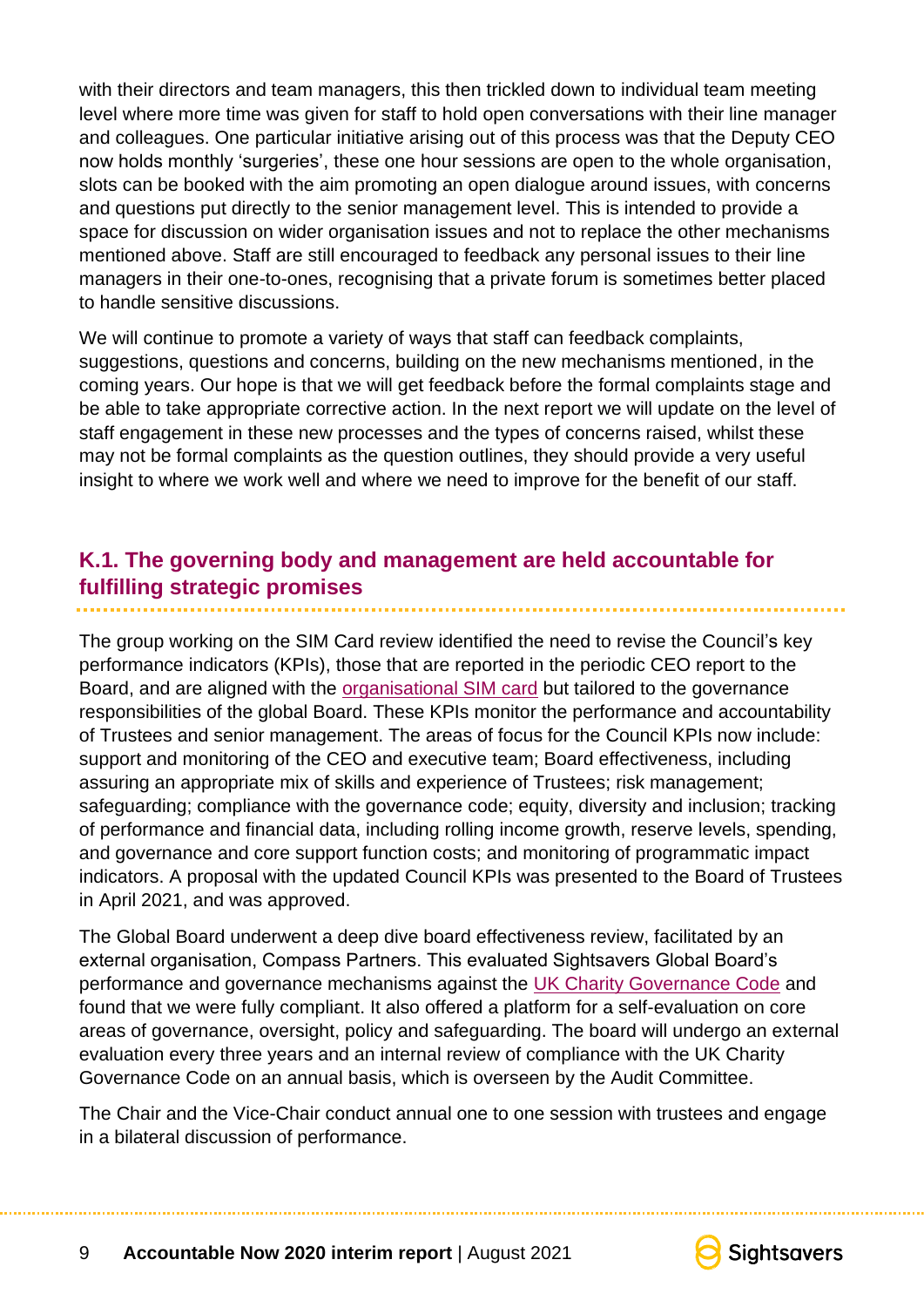with their directors and team managers, this then trickled down to individual team meeting level where more time was given for staff to hold open conversations with their line manager and colleagues. One particular initiative arising out of this process was that the Deputy CEO now holds monthly 'surgeries', these one hour sessions are open to the whole organisation, slots can be booked with the aim promoting an open dialogue around issues, with concerns and questions put directly to the senior management level. This is intended to provide a space for discussion on wider organisation issues and not to replace the other mechanisms mentioned above. Staff are still encouraged to feedback any personal issues to their line managers in their one-to-ones, recognising that a private forum is sometimes better placed to handle sensitive discussions.

We will continue to promote a variety of ways that staff can feedback complaints, suggestions, questions and concerns, building on the new mechanisms mentioned, in the coming years. Our hope is that we will get feedback before the formal complaints stage and be able to take appropriate corrective action. In the next report we will update on the level of staff engagement in these new processes and the types of concerns raised, whilst these may not be formal complaints as the question outlines, they should provide a very useful insight to where we work well and where we need to improve for the benefit of our staff.

## K.1. The governing body and management are held accountable for fulfilling strategic promises

The group working on the SIM Card review identified the need to revise the Council's key performance indicators (KPIs), those that are reported in the periodic CEO report to the Board, and are aligned with the organisational SIM card but tailored to the governance responsibilities of the global Board. These KPIs monitor the performance and accountability of Trustees and senior management. The areas of focus for the Council KPIs now include: support and monitoring of the CEO and executive team; Board effectiveness, including assuring an appropriate mix of skills and experience of Trustees; risk management; safeguarding; compliance with the governance code; equity, diversity and inclusion; tracking of performance and financial data, including rolling income growth, reserve levels, spending, and governance and core support function costs; and monitoring of programmatic impact indicators. A proposal with the updated Council KPIs was presented to the Board of Trustees in April 2021, and was approved.

The Global Board underwent a deep dive board effectiveness review, facilitated by an external organisation, Compass Partners. This evaluated Sightsavers Global Board's performance and governance mechanisms against the UK Charity Governance Code and found that we were fully compliant. It also offered a platform for a self-evaluation on core areas of governance, oversight, policy and safeguarding. The board will undergo an external evaluation every three years and an internal review of compliance with the UK Charity Governance Code on an annual basis, which is overseen by the Audit Committee.

The Chair and the Vice-Chair conduct annual one to one session with trustees and engage in a bilateral discussion of performance.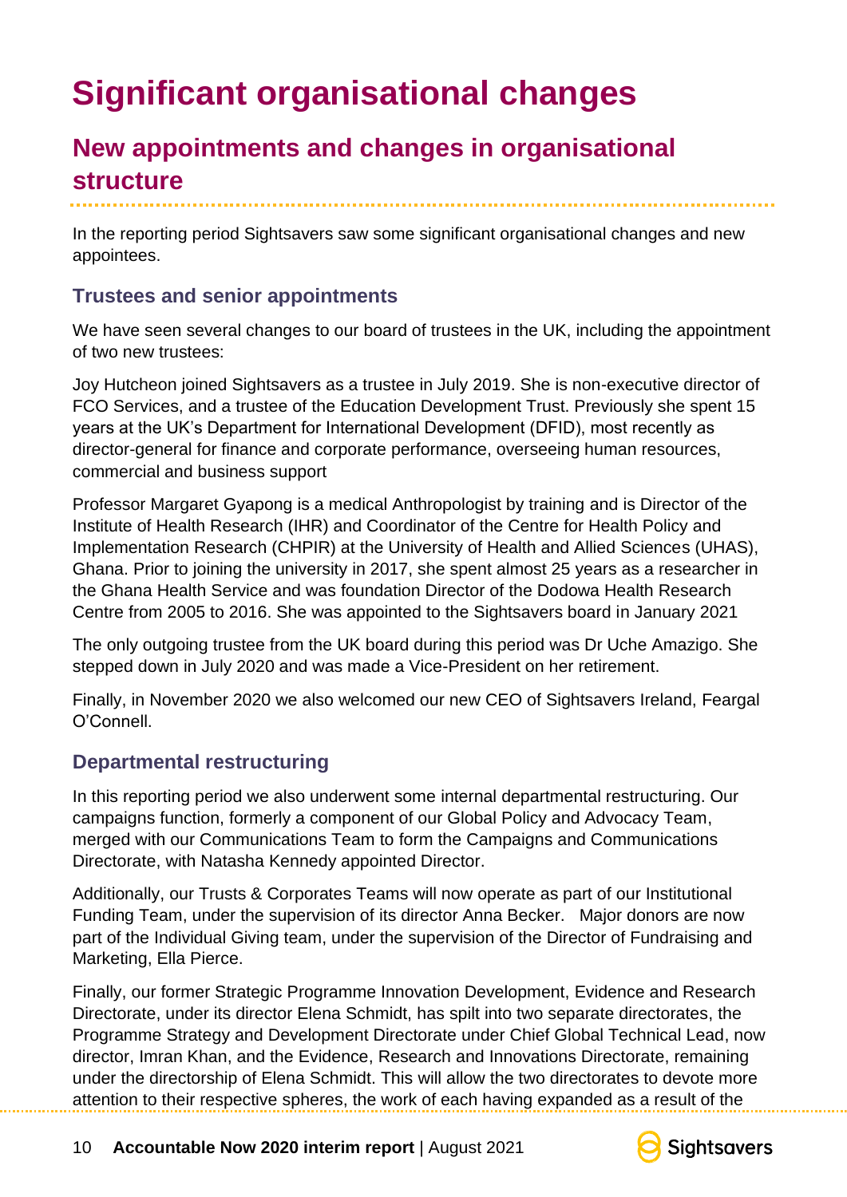# Significant organisational changes

## New appointments and changes in organisational structure

In the reporting period Sightsavers saw some significant organisational changes and new appointees.

### Trustees and senior appointments

We have seen several changes to our board of trustees in the UK, including the appointment of two new trustees:

Joy Hutcheon joined Sightsavers as a trustee in July 2019. She is non-executive director of FCO Services, and a trustee of the Education Development Trust. Previously she spent 15 years at the UK's Department for International Development (DFID), most recently as director-general for finance and corporate performance, overseeing human resources, commercial and business support

Professor Margaret Gyapong is a medical Anthropologist by training and is Director of the Institute of Health Research (IHR) and Coordinator of the Centre for Health Policy and Implementation Research (CHPIR) at the University of Health and Allied Sciences (UHAS), Ghana. Prior to joining the university in 2017, she spent almost 25 years as a researcher in the Ghana Health Service and was foundation Director of the Dodowa Health Research Centre from 2005 to 2016. She was appointed to the Sightsavers board in January 2021

The only outgoing trustee from the UK board during this period was Dr Uche Amazigo. She stepped down in July 2020 and was made a Vice-President on her retirement.

Finally, in November 2020 we also welcomed our new CEO of Sightsavers Ireland, Feargal O'Connell.

### Departmental restructuring

In this reporting period we also underwent some internal departmental restructuring. Our campaigns function, formerly a component of our Global Policy and Advocacy Team, merged with our Communications Team to form the Campaigns and Communications Directorate, with Natasha Kennedy appointed Director.

Additionally, our Trusts & Corporates Teams will now operate as part of our Institutional Funding Team, under the supervision of its director Anna Becker. Major donors are now part of the Individual Giving team, under the supervision of the Director of Fundraising and Marketing, Ella Pierce.

Finally, our former Strategic Programme Innovation Development, Evidence and Research Directorate, under its director Elena Schmidt, has spilt into two separate directorates, the Programme Strategy and Development Directorate under Chief Global Technical Lead, now director, Imran Khan, and the Evidence, Research and Innovations Directorate, remaining under the directorship of Elena Schmidt. This will allow the two directorates to devote more attention to their respective spheres, the work of each having expanded as a result of the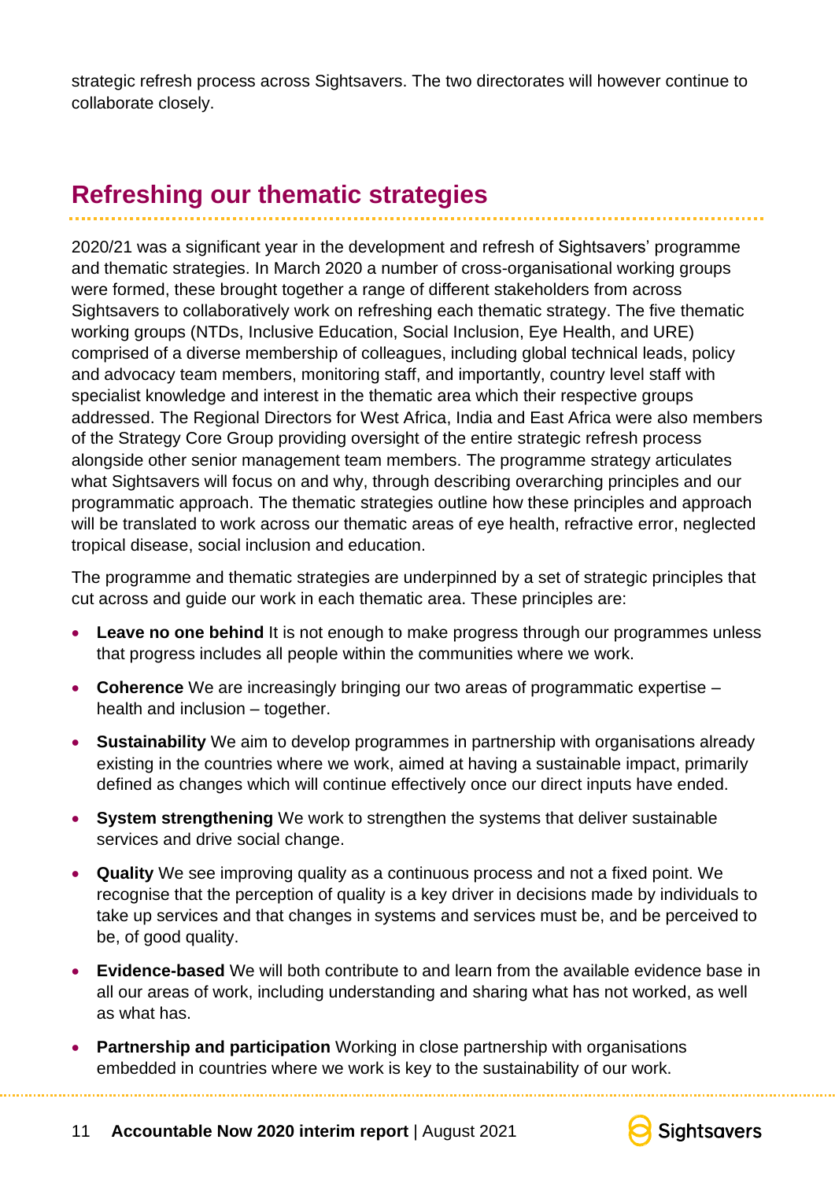strategic refresh process across Sightsavers. The two directorates will however continue to collaborate closely.

## Refreshing our thematic strategies

2020/21 was a significant year in the development and refresh of Sightsavers' programme and thematic strategies. In March 2020 a number of cross-organisational working groups were formed, these brought together a range of different stakeholders from across Sightsavers to collaboratively work on refreshing each thematic strategy. The five thematic working groups (NTDs, Inclusive Education, Social Inclusion, Eye Health, and URE) comprised of a diverse membership of colleagues, including global technical leads, policy and advocacy team members, monitoring staff, and importantly, country level staff with specialist knowledge and interest in the thematic area which their respective groups addressed. The Regional Directors for West Africa, India and East Africa were also members of the Strategy Core Group providing oversight of the entire strategic refresh process alongside other senior management team members. The programme strategy articulates what Sightsavers will focus on and why, through describing overarching principles and our programmatic approach. The thematic strategies outline how these principles and approach will be translated to work across our thematic areas of eye health, refractive error, neglected tropical disease, social inclusion and education.

The programme and thematic strategies are underpinned by a set of strategic principles that cut across and guide our work in each thematic area. These principles are:

- **Leave no one behind** It is not enough to make progress through our programmes unless that progress includes all people within the communities where we work.
- **Coherence** We are increasingly bringing our two areas of programmatic expertise – health and inclusion – together.
- **Sustainability** We aim to develop programmes in partnership with organisations already existing in the countries where we work, aimed at having a sustainable impact, primarily defined as changes which will continue effectively once our direct inputs have ended.
- **System strengthening** We work to strengthen the systems that deliver sustainable services and drive social change.
- **Quality** We see improving quality as a continuous process and not a fixed point. We recognise that the perception of quality is a key driver in decisions made by individuals to take up services and that changes in systems and services must be, and be perceived to be, of good quality.
- **Evidence-based** We will both contribute to and learn from the available evidence base in all our areas of work, including understanding and sharing what has not worked, as well as what has.
- **Partnership and participation** Working in close partnership with organisations embedded in countries where we work is key to the sustainability of our work.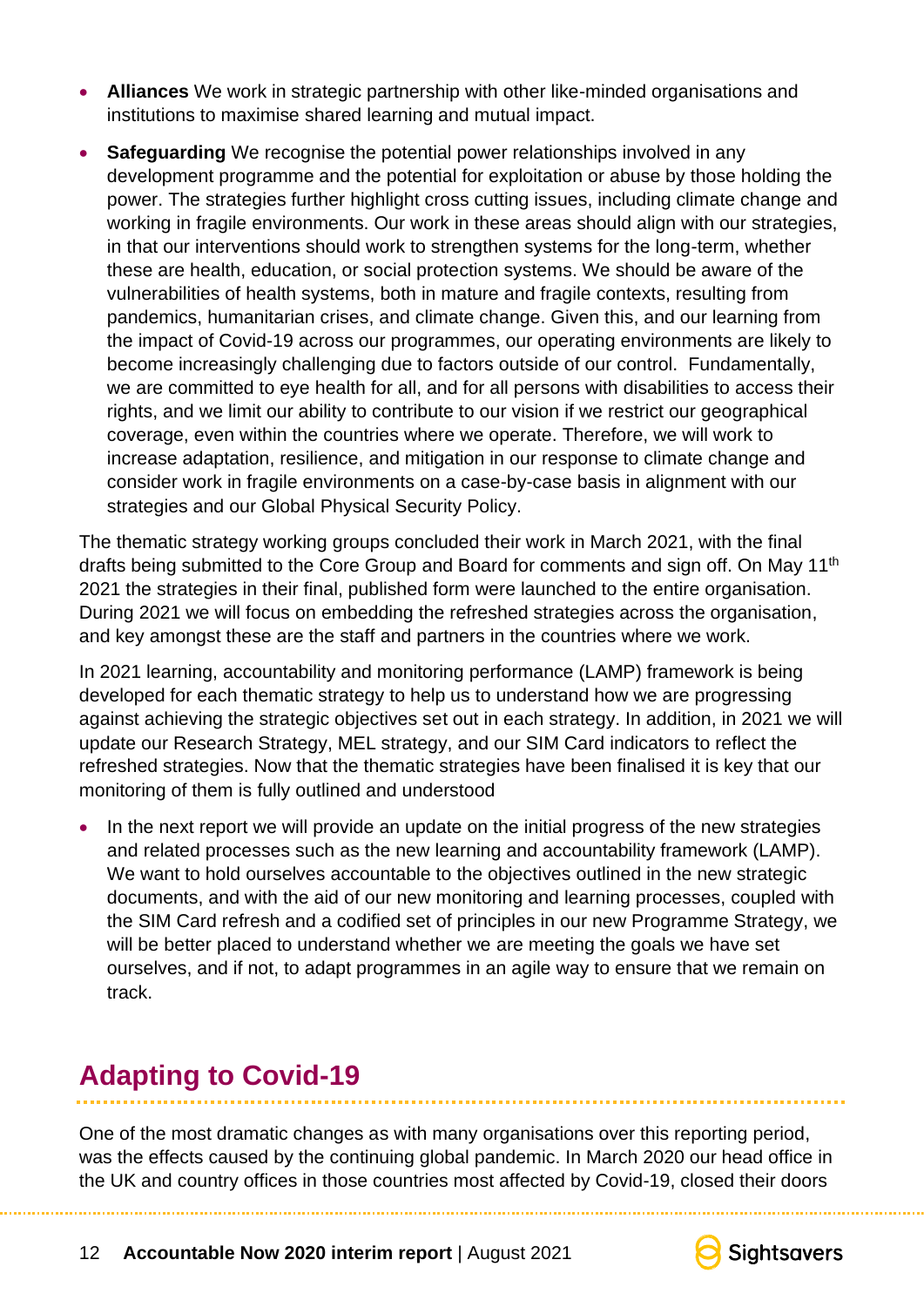- **Alliances** We work in strategic partnership with other like-minded organisations and institutions to maximise shared learning and mutual impact.
- **Safeguarding** We recognise the potential power relationships involved in any development programme and the potential for exploitation or abuse by those holding the power. The strategies further highlight cross cutting issues, including climate change and working in fragile environments. Our work in these areas should align with our strategies, in that our interventions should work to strengthen systems for the long-term, whether these are health, education, or social protection systems. We should be aware of the vulnerabilities of health systems, both in mature and fragile contexts, resulting from pandemics, humanitarian crises, and climate change. Given this, and our learning from the impact of Covid-19 across our programmes, our operating environments are likely to become increasingly challenging due to factors outside of our control. Fundamentally, we are committed to eye health for all, and for all persons with disabilities to access their rights, and we limit our ability to contribute to our vision if we restrict our geographical coverage, even within the countries where we operate. Therefore, we will work to increase adaptation, resilience, and mitigation in our response to climate change and consider work in fragile environments on a case-by-case basis in alignment with our strategies and our Global Physical Security Policy.

The thematic strategy working groups concluded their work in March 2021, with the final drafts being submitted to the Core Group and Board for comments and sign off. On May 11th 2021 the strategies in their final, published form were launched to the entire organisation. During 2021 we will focus on embedding the refreshed strategies across the organisation, and key amongst these are the staff and partners in the countries where we work.

In 2021 learning, accountability and monitoring performance (LAMP) framework is being developed for each thematic strategy to help us to understand how we are progressing against achieving the strategic objectives set out in each strategy. In addition, in 2021 we will update our Research Strategy, MEL strategy, and our SIM Card indicators to reflect the refreshed strategies. Now that the thematic strategies have been finalised it is key that our monitoring of them is fully outlined and understood

- In the next report we will provide an update on the initial progress of the new strategies and related processes such as the new learning and accountability framework (LAMP). We want to hold ourselves accountable to the objectives outlined in the new strategic documents, and with the aid of our new monitoring and learning processes, coupled with the SIM Card refresh and a codified set of principles in our new Programme Strategy, we will be better placed to understand whether we are meeting the goals we have set ourselves, and if not, to adapt programmes in an agile way to ensure that we remain on track.

## Adapting to Covid-19

One of the most dramatic changes as with many organisations over this reporting period, was the effects caused by the continuing global pandemic. In March 2020 our head office in the UK and country offices in those countries most affected by Covid-19, closed their doors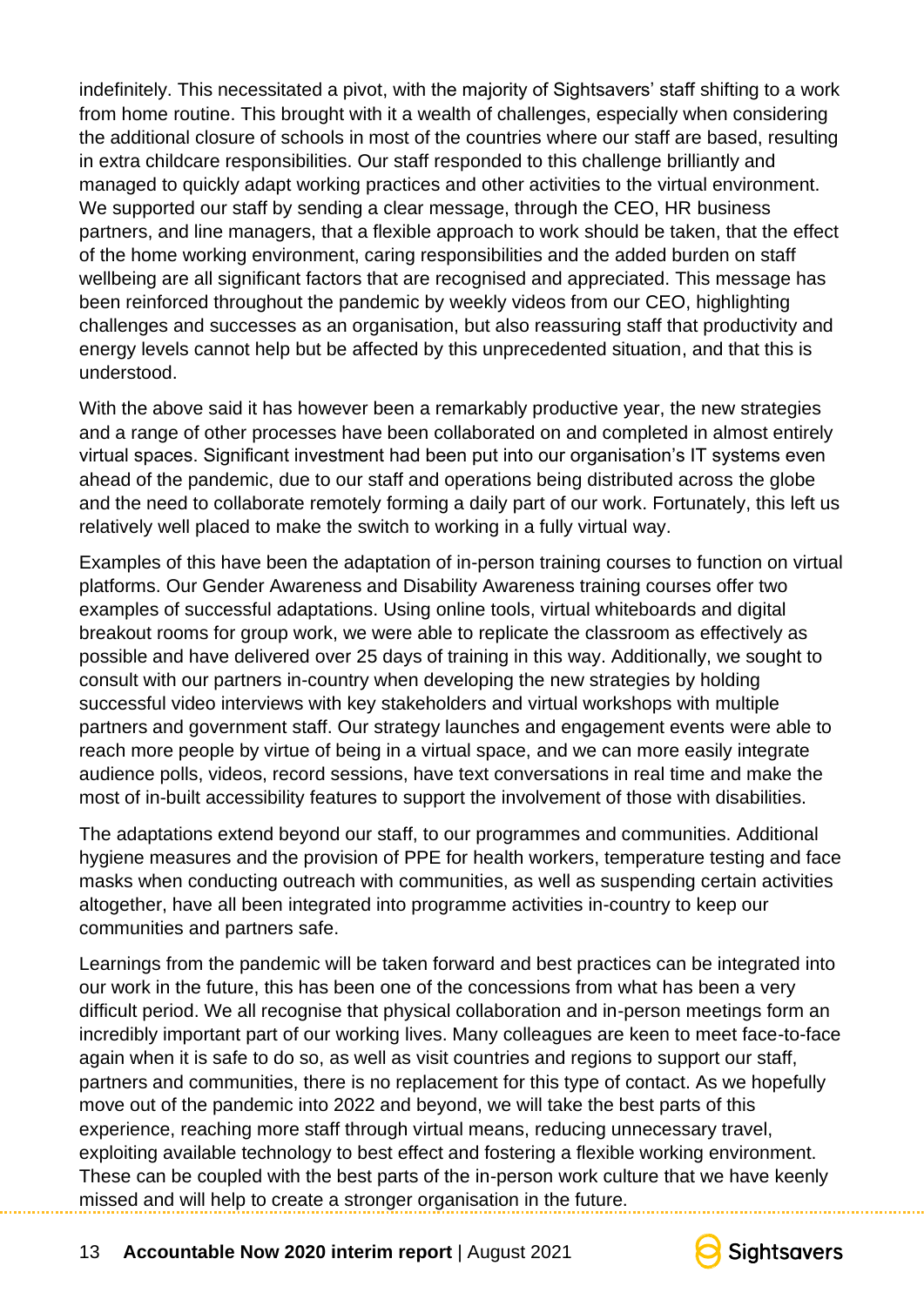indefinitely. This necessitated a pivot, with the majority of Sightsavers' staff shifting to a work from home routine. This brought with it a wealth of challenges, especially when considering the additional closure of schools in most of the countries where our staff are based, resulting in extra childcare responsibilities. Our staff responded to this challenge brilliantly and managed to quickly adapt working practices and other activities to the virtual environment. We supported our staff by sending a clear message, through the CEO, HR business partners, and line managers, that a flexible approach to work should be taken, that the effect of the home working environment, caring responsibilities and the added burden on staff wellbeing are all significant factors that are recognised and appreciated. This message has been reinforced throughout the pandemic by weekly videos from our CEO, highlighting challenges and successes as an organisation, but also reassuring staff that productivity and energy levels cannot help but be affected by this unprecedented situation, and that this is understood.

With the above said it has however been a remarkably productive year, the new strategies and a range of other processes have been collaborated on and completed in almost entirely virtual spaces. Significant investment had been put into our organisation's IT systems even ahead of the pandemic, due to our staff and operations being distributed across the globe and the need to collaborate remotely forming a daily part of our work. Fortunately, this left us relatively well placed to make the switch to working in a fully virtual way.

Examples of this have been the adaptation of in-person training courses to function on virtual platforms. Our Gender Awareness and Disability Awareness training courses offer two examples of successful adaptations. Using online tools, virtual whiteboards and digital breakout rooms for group work, we were able to replicate the classroom as effectively as possible and have delivered over 25 days of training in this way. Additionally, we sought to consult with our partners in-country when developing the new strategies by holding successful video interviews with key stakeholders and virtual workshops with multiple partners and government staff. Our strategy launches and engagement events were able to reach more people by virtue of being in a virtual space, and we can more easily integrate audience polls, videos, record sessions, have text conversations in real time and make the most of in-built accessibility features to support the involvement of those with disabilities.

The adaptations extend beyond our staff, to our programmes and communities. Additional hygiene measures and the provision of PPE for health workers, temperature testing and face masks when conducting outreach with communities, as well as suspending certain activities altogether, have all been integrated into programme activities in-country to keep our communities and partners safe.

Learnings from the pandemic will be taken forward and best practices can be integrated into our work in the future, this has been one of the concessions from what has been a very difficult period. We all recognise that physical collaboration and in-person meetings form an incredibly important part of our working lives. Many colleagues are keen to meet face-to-face again when it is safe to do so, as well as visit countries and regions to support our staff, partners and communities, there is no replacement for this type of contact. As we hopefully move out of the pandemic into 2022 and beyond, we will take the best parts of this experience, reaching more staff through virtual means, reducing unnecessary travel, exploiting available technology to best effect and fostering a flexible working environment. These can be coupled with the best parts of the in-person work culture that we have keenly missed and will help to create a stronger organisation in the future.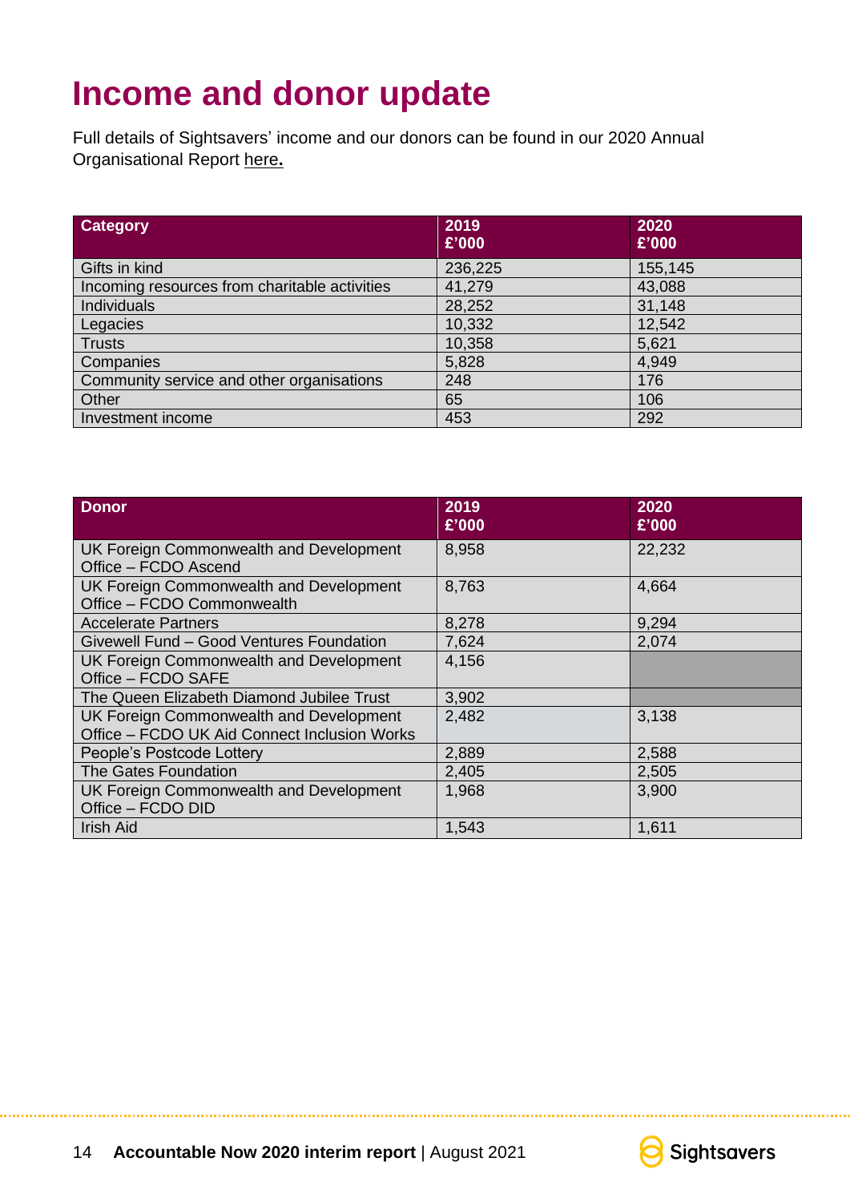# Income and donor update

Full details of Sightsavers' income and our donors can be found in our 2020 Annual Organisational Report here.

| Category | 2019 £'000 | 2020 £'000 |
|---|---|---|
| Gifts in kind | 236,225 | 155,145 |
| Incoming resources from charitable activities | 41,279 | 43,088 |
| Individuals | 28,252 | 31,148 |
| Legacies | 10,332 | 12,542 |
| Trusts | 10,358 | 5,621 |
| Companies | 5,828 | 4,949 |
| Community service and other organisations | 248 | 176 |
| Other | 65 | 106 |
| Investment income | 453 | 292 |

| Donor | 2019 £'000 | 2020 £'000 |
|---|---|---|
| UK Foreign Commonwealth and Development Office – FCDO Ascend | 8,958 | 22,232 |
| UK Foreign Commonwealth and Development Office – FCDO Commonwealth | 8,763 | 4,664 |
| Accelerate Partners | 8,278 | 9,294 |
| Givewell Fund – Good Ventures Foundation | 7,624 | 2,074 |
| UK Foreign Commonwealth and Development Office – FCDO SAFE | 4,156 | |
| The Queen Elizabeth Diamond Jubilee Trust | 3,902 | |
| UK Foreign Commonwealth and Development Office – FCDO UK Aid Connect Inclusion Works | 2,482 | 3,138 |
| People's Postcode Lottery | 2,889 | 2,588 |
| The Gates Foundation | 2,405 | 2,505 |
| UK Foreign Commonwealth and Development Office – FCDO DID | 1,968 | 3,900 |
| Irish Aid | 1,543 | 1,611 |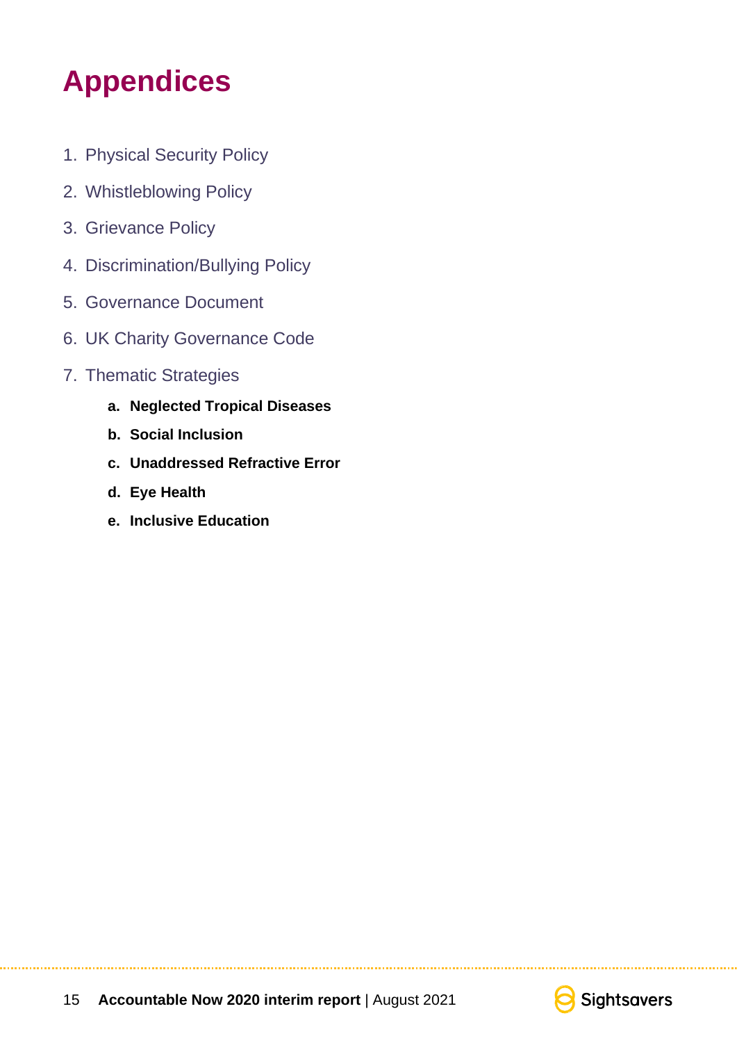# Appendices

1. Physical Security Policy
2. Whistleblowing Policy
3. Grievance Policy
4. Discrimination/Bullying Policy
5. Governance Document
6. UK Charity Governance Code
7. Thematic Strategies
    a. **Neglected Tropical Diseases**
    b. **Social Inclusion**
    c. **Unaddressed Refractive Error**
    d. **Eye Health**
    e. **Inclusive Education**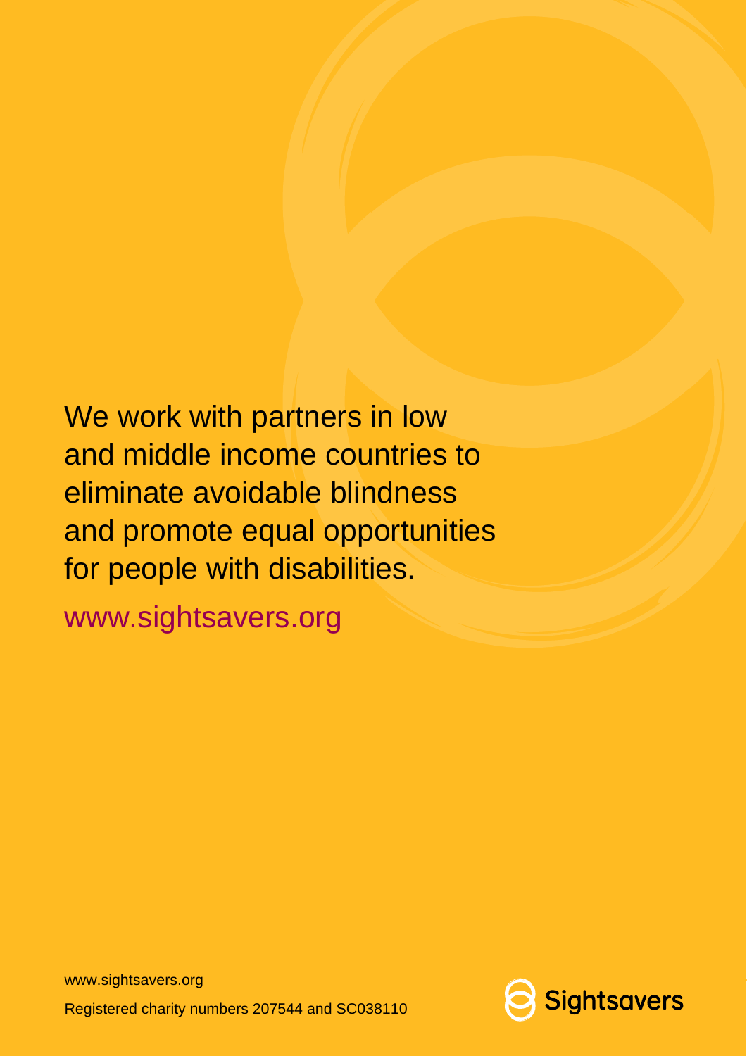We work with partners in low and middle income countries to eliminate avoidable blindness and promote equal opportunities for people with disabilities.

www.sightsavers.org

www.sightsavers.org

Registered charity numbers 207544 and SC038110

Sightsavers